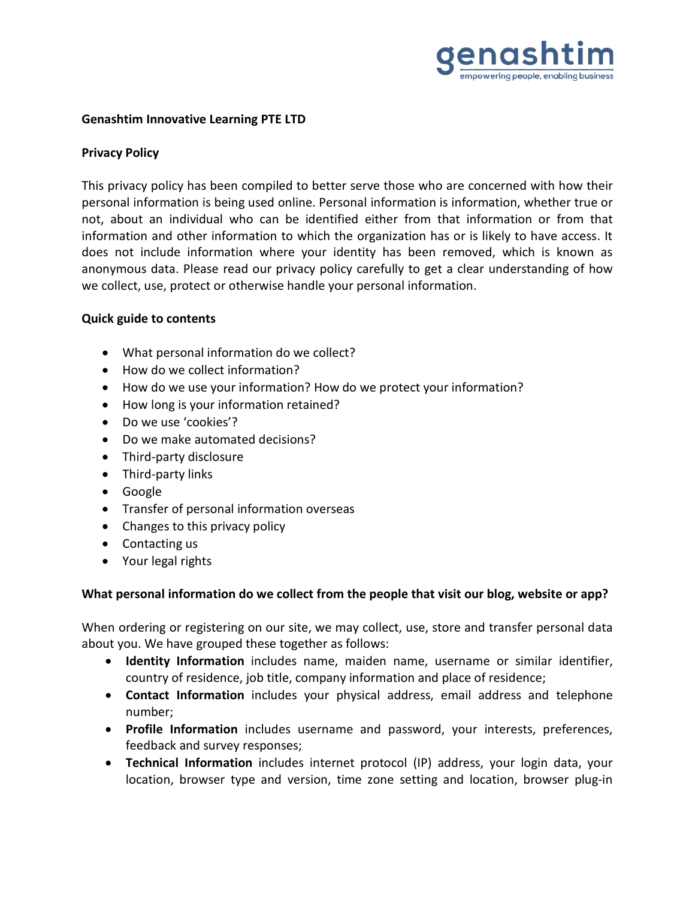genashtim
empowering people, enabling business

**Genashtim Innovative Learning PTE LTD**

**Privacy Policy**

This privacy policy has been compiled to better serve those who are concerned with how their personal information is being used online. Personal information is information, whether true or not, about an individual who can be identified either from that information or from that information and other information to which the organization has or is likely to have access. It does not include information where your identity has been removed, which is known as anonymous data. Please read our privacy policy carefully to get a clear understanding of how we collect, use, protect or otherwise handle your personal information.

**Quick guide to contents**

- What personal information do we collect?
- How do we collect information?
- How do we use your information? How do we protect your information?
- How long is your information retained?
- Do we use 'cookies'?
- Do we make automated decisions?
- Third-party disclosure
- Third-party links
- Google
- Transfer of personal information overseas
- Changes to this privacy policy
- Contacting us
- Your legal rights

**What personal information do we collect from the people that visit our blog, website or app?**

When ordering or registering on our site, we may collect, use, store and transfer personal data about you. We have grouped these together as follows:

- **Identity Information** includes name, maiden name, username or similar identifier, country of residence, job title, company information and place of residence;
- **Contact Information** includes your physical address, email address and telephone number;
- **Profile Information** includes username and password, your interests, preferences, feedback and survey responses;
- **Technical Information** includes internet protocol (IP) address, your login data, your location, browser type and version, time zone setting and location, browser plug-in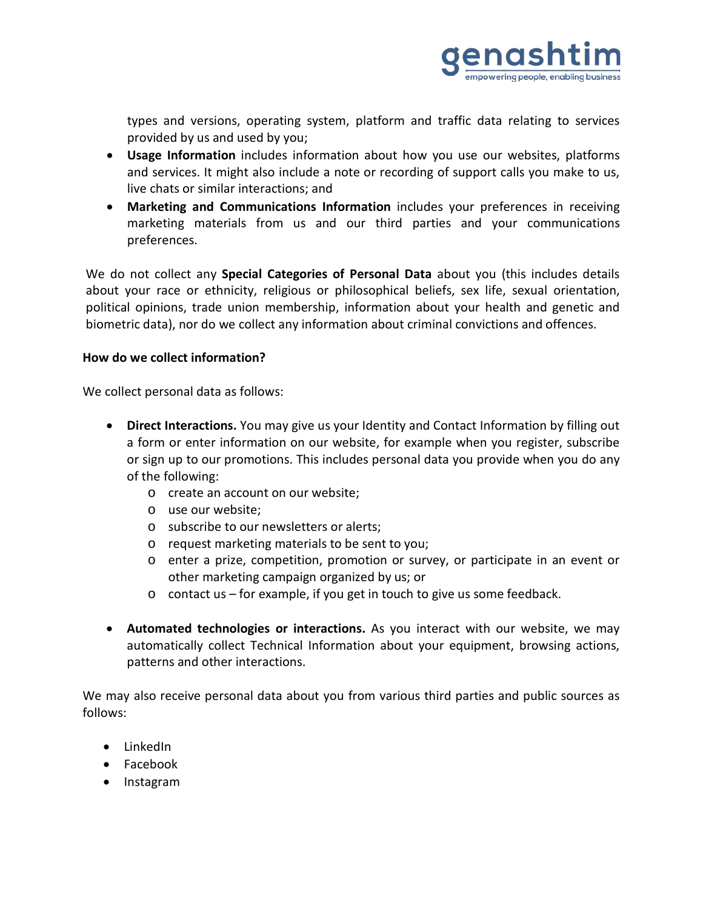types and versions, operating system, platform and traffic data relating to services provided by us and used by you;

- **Usage Information** includes information about how you use our websites, platforms and services. It might also include a note or recording of support calls you make to us, live chats or similar interactions; and
- **Marketing and Communications Information** includes your preferences in receiving marketing materials from us and our third parties and your communications preferences.

We do not collect any **Special Categories of Personal Data** about you (this includes details about your race or ethnicity, religious or philosophical beliefs, sex life, sexual orientation, political opinions, trade union membership, information about your health and genetic and biometric data), nor do we collect any information about criminal convictions and offences.

**How do we collect information?**

We collect personal data as follows:

- **Direct Interactions.** You may give us your Identity and Contact Information by filling out a form or enter information on our website, for example when you register, subscribe or sign up to our promotions. This includes personal data you provide when you do any of the following:
  - create an account on our website;
  - use our website;
  - subscribe to our newsletters or alerts;
  - request marketing materials to be sent to you;
  - enter a prize, competition, promotion or survey, or participate in an event or other marketing campaign organized by us; or
  - contact us – for example, if you get in touch to give us some feedback.

- **Automated technologies or interactions.** As you interact with our website, we may automatically collect Technical Information about your equipment, browsing actions, patterns and other interactions.

We may also receive personal data about you from various third parties and public sources as follows:

- LinkedIn
- Facebook
- Instagram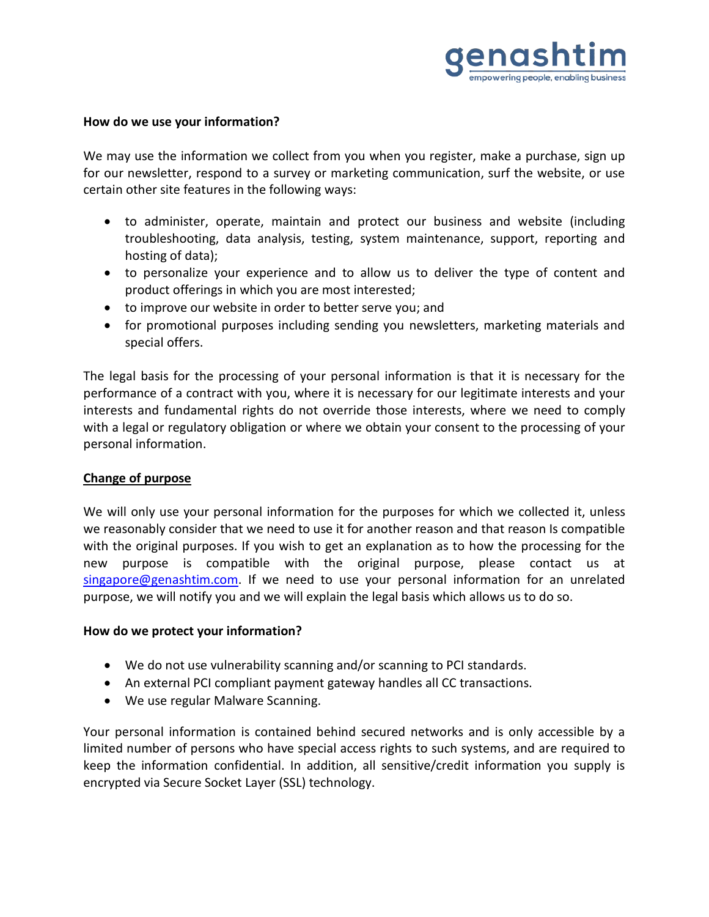**How do we use your information?**

We may use the information we collect from you when you register, make a purchase, sign up for our newsletter, respond to a survey or marketing communication, surf the website, or use certain other site features in the following ways:

- to administer, operate, maintain and protect our business and website (including troubleshooting, data analysis, testing, system maintenance, support, reporting and hosting of data);
- to personalize your experience and to allow us to deliver the type of content and product offerings in which you are most interested;
- to improve our website in order to better serve you; and
- for promotional purposes including sending you newsletters, marketing materials and special offers.

The legal basis for the processing of your personal information is that it is necessary for the performance of a contract with you, where it is necessary for our legitimate interests and your interests and fundamental rights do not override those interests, where we need to comply with a legal or regulatory obligation or where we obtain your consent to the processing of your personal information.

**Change of purpose**

We will only use your personal information for the purposes for which we collected it, unless we reasonably consider that we need to use it for another reason and that reason Is compatible with the original purposes. If you wish to get an explanation as to how the processing for the new purpose is compatible with the original purpose, please contact us at singapore@genashtim.com. If we need to use your personal information for an unrelated purpose, we will notify you and we will explain the legal basis which allows us to do so.

**How do we protect your information?**

- We do not use vulnerability scanning and/or scanning to PCI standards.
- An external PCI compliant payment gateway handles all CC transactions.
- We use regular Malware Scanning.

Your personal information is contained behind secured networks and is only accessible by a limited number of persons who have special access rights to such systems, and are required to keep the information confidential. In addition, all sensitive/credit information you supply is encrypted via Secure Socket Layer (SSL) technology.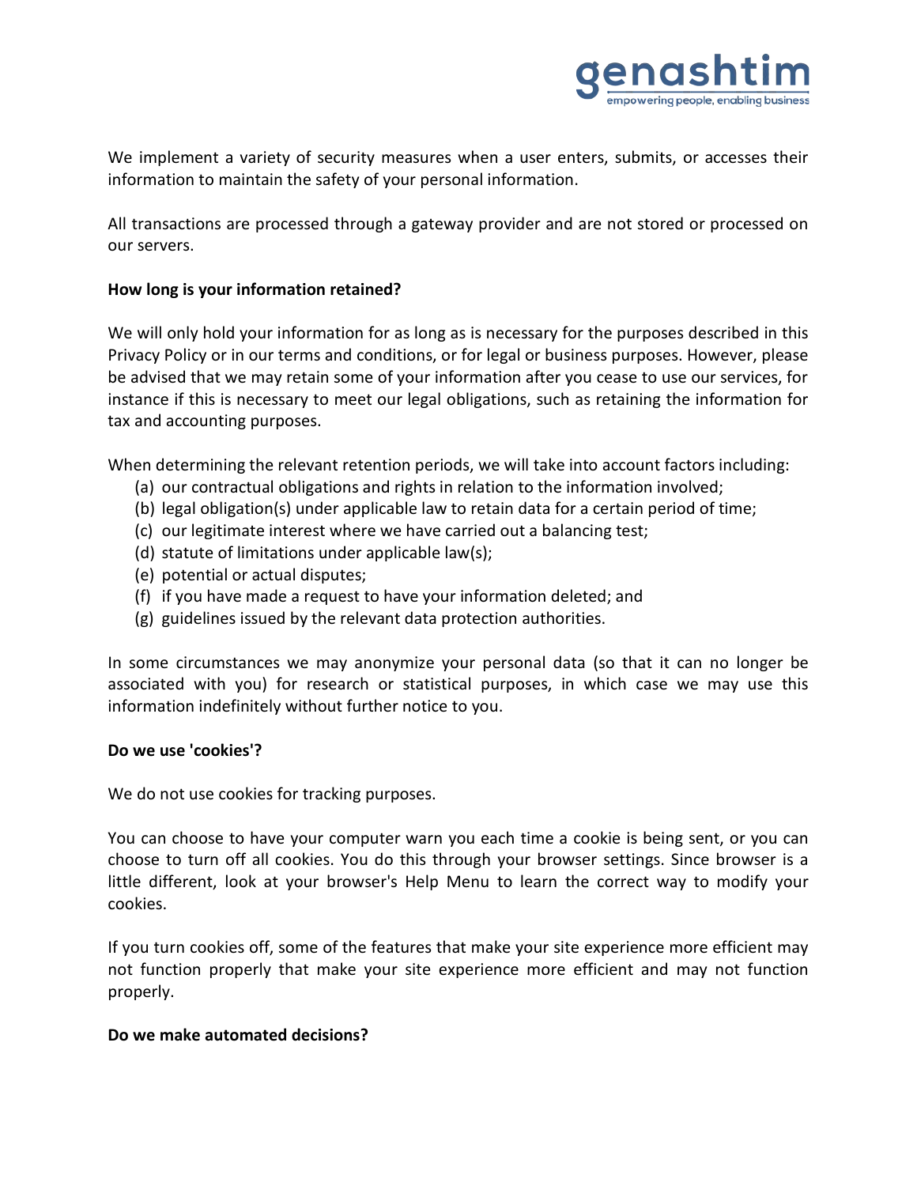We implement a variety of security measures when a user enters, submits, or accesses their information to maintain the safety of your personal information.

All transactions are processed through a gateway provider and are not stored or processed on our servers.

**How long is your information retained?**

We will only hold your information for as long as is necessary for the purposes described in this Privacy Policy or in our terms and conditions, or for legal or business purposes. However, please be advised that we may retain some of your information after you cease to use our services, for instance if this is necessary to meet our legal obligations, such as retaining the information for tax and accounting purposes.

When determining the relevant retention periods, we will take into account factors including:

(a) our contractual obligations and rights in relation to the information involved;
(b) legal obligation(s) under applicable law to retain data for a certain period of time;
(c) our legitimate interest where we have carried out a balancing test;
(d) statute of limitations under applicable law(s);
(e) potential or actual disputes;
(f) if you have made a request to have your information deleted; and
(g) guidelines issued by the relevant data protection authorities.

In some circumstances we may anonymize your personal data (so that it can no longer be associated with you) for research or statistical purposes, in which case we may use this information indefinitely without further notice to you.

**Do we use 'cookies'?**

We do not use cookies for tracking purposes.

You can choose to have your computer warn you each time a cookie is being sent, or you can choose to turn off all cookies. You do this through your browser settings. Since browser is a little different, look at your browser's Help Menu to learn the correct way to modify your cookies.

If you turn cookies off, some of the features that make your site experience more efficient may not function properly that make your site experience more efficient and may not function properly.

**Do we make automated decisions?**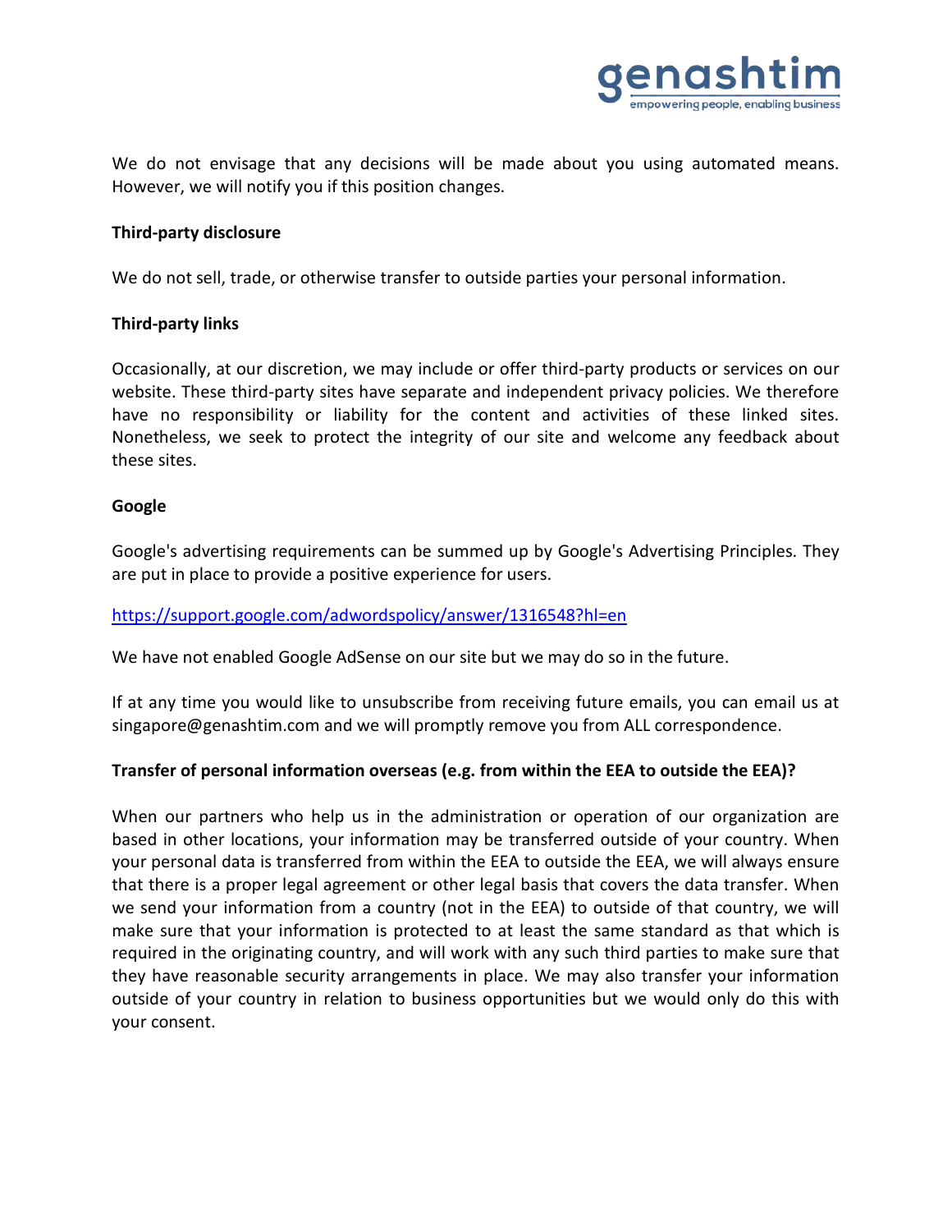We do not envisage that any decisions will be made about you using automated means. However, we will notify you if this position changes.

**Third-party disclosure**

We do not sell, trade, or otherwise transfer to outside parties your personal information.

**Third-party links**

Occasionally, at our discretion, we may include or offer third-party products or services on our website. These third-party sites have separate and independent privacy policies. We therefore have no responsibility or liability for the content and activities of these linked sites. Nonetheless, we seek to protect the integrity of our site and welcome any feedback about these sites.

**Google**

Google's advertising requirements can be summed up by Google's Advertising Principles. They are put in place to provide a positive experience for users.

https://support.google.com/adwordspolicy/answer/1316548?hl=en

We have not enabled Google AdSense on our site but we may do so in the future.

If at any time you would like to unsubscribe from receiving future emails, you can email us at singapore@genashtim.com and we will promptly remove you from ALL correspondence.

**Transfer of personal information overseas (e.g. from within the EEA to outside the EEA)?**

When our partners who help us in the administration or operation of our organization are based in other locations, your information may be transferred outside of your country. When your personal data is transferred from within the EEA to outside the EEA, we will always ensure that there is a proper legal agreement or other legal basis that covers the data transfer. When we send your information from a country (not in the EEA) to outside of that country, we will make sure that your information is protected to at least the same standard as that which is required in the originating country, and will work with any such third parties to make sure that they have reasonable security arrangements in place. We may also transfer your information outside of your country in relation to business opportunities but we would only do this with your consent.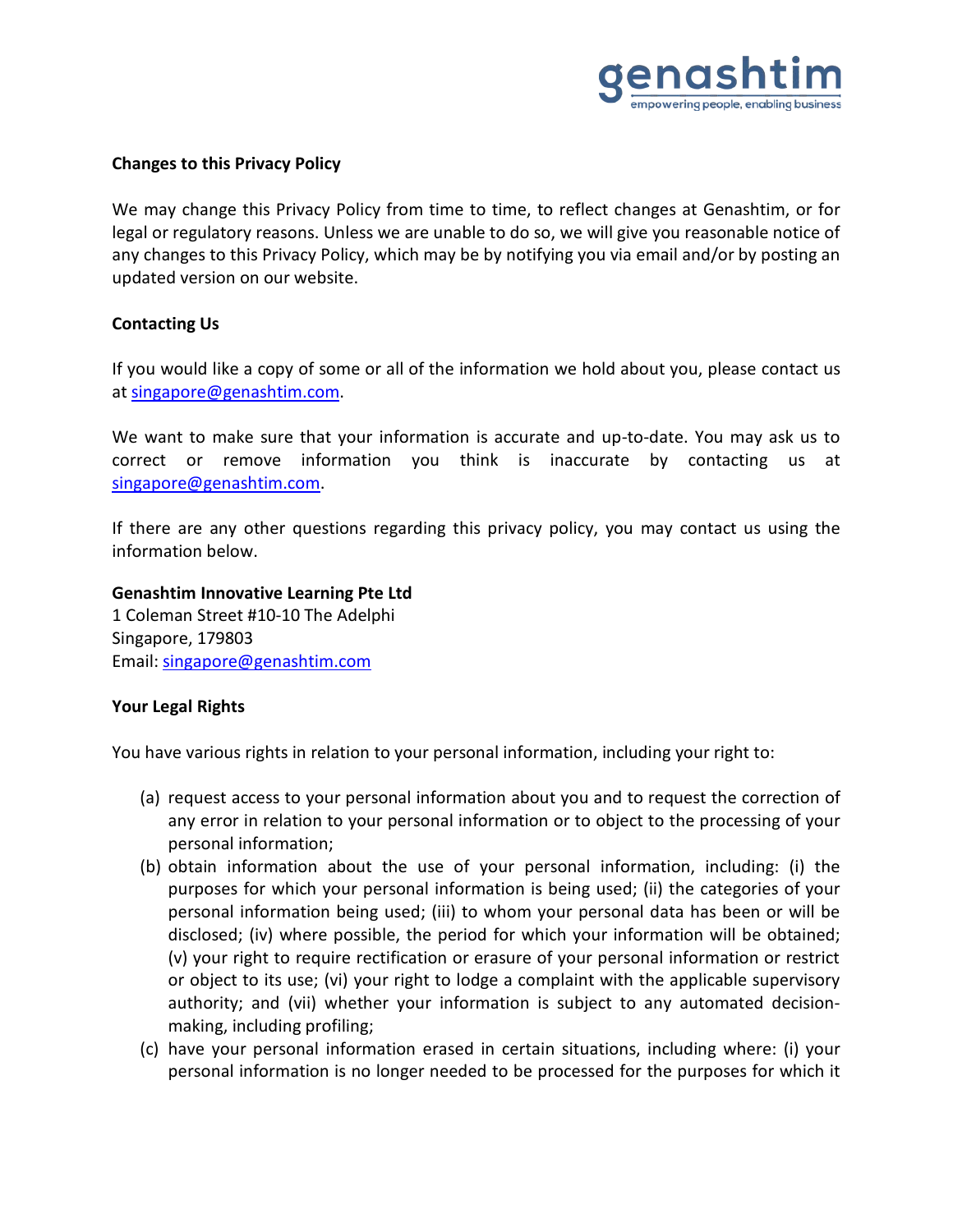**Changes to this Privacy Policy**

We may change this Privacy Policy from time to time, to reflect changes at Genashtim, or for legal or regulatory reasons. Unless we are unable to do so, we will give you reasonable notice of any changes to this Privacy Policy, which may be by notifying you via email and/or by posting an updated version on our website.

**Contacting Us**

If you would like a copy of some or all of the information we hold about you, please contact us at singapore@genashtim.com.

We want to make sure that your information is accurate and up-to-date. You may ask us to correct or remove information you think is inaccurate by contacting us at singapore@genashtim.com.

If there are any other questions regarding this privacy policy, you may contact us using the information below.

**Genashtim Innovative Learning Pte Ltd**
1 Coleman Street #10-10 The Adelphi
Singapore, 179803
Email: singapore@genashtim.com

**Your Legal Rights**

You have various rights in relation to your personal information, including your right to:

(a) request access to your personal information about you and to request the correction of any error in relation to your personal information or to object to the processing of your personal information;

(b) obtain information about the use of your personal information, including: (i) the purposes for which your personal information is being used; (ii) the categories of your personal information being used; (iii) to whom your personal data has been or will be disclosed; (iv) where possible, the period for which your information will be obtained; (v) your right to require rectification or erasure of your personal information or restrict or object to its use; (vi) your right to lodge a complaint with the applicable supervisory authority; and (vii) whether your information is subject to any automated decision-making, including profiling;

(c) have your personal information erased in certain situations, including where: (i) your personal information is no longer needed to be processed for the purposes for which it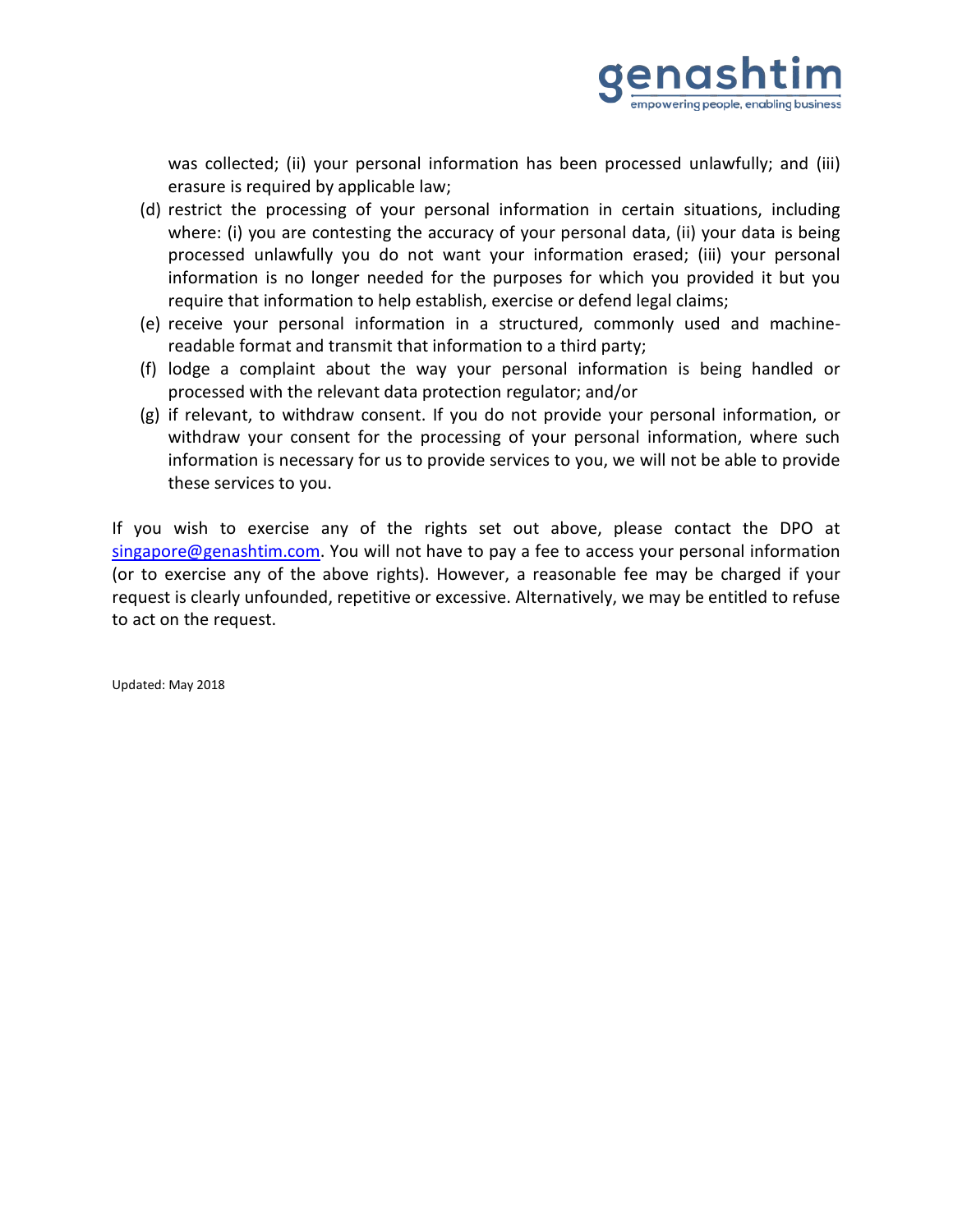was collected; (ii) your personal information has been processed unlawfully; and (iii) erasure is required by applicable law;

(d) restrict the processing of your personal information in certain situations, including where: (i) you are contesting the accuracy of your personal data, (ii) your data is being processed unlawfully you do not want your information erased; (iii) your personal information is no longer needed for the purposes for which you provided it but you require that information to help establish, exercise or defend legal claims;

(e) receive your personal information in a structured, commonly used and machine-readable format and transmit that information to a third party;

(f) lodge a complaint about the way your personal information is being handled or processed with the relevant data protection regulator; and/or

(g) if relevant, to withdraw consent. If you do not provide your personal information, or withdraw your consent for the processing of your personal information, where such information is necessary for us to provide services to you, we will not be able to provide these services to you.

If you wish to exercise any of the rights set out above, please contact the DPO at singapore@genashtim.com. You will not have to pay a fee to access your personal information (or to exercise any of the above rights). However, a reasonable fee may be charged if your request is clearly unfounded, repetitive or excessive. Alternatively, we may be entitled to refuse to act on the request.

Updated: May 2018